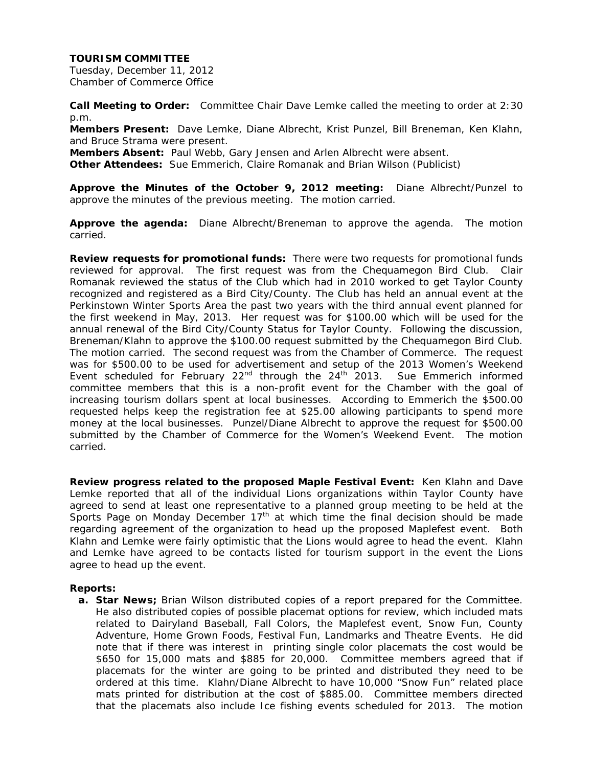**TOURISM COMMITTEE**
Tuesday, December 11, 2012
Chamber of Commerce Office

**Call Meeting to Order:** Committee Chair Dave Lemke called the meeting to order at 2:30 p.m.
**Members Present:** Dave Lemke, Diane Albrecht, Krist Punzel, Bill Breneman, Ken Klahn, and Bruce Strama were present.
**Members Absent:** Paul Webb, Gary Jensen and Arlen Albrecht were absent.
**Other Attendees:** Sue Emmerich, Claire Romanak and Brian Wilson (Publicist)

**Approve the Minutes of the October 9, 2012 meeting:** Diane Albrecht/Punzel to approve the minutes of the previous meeting. The motion carried.

**Approve the agenda:** Diane Albrecht/Breneman to approve the agenda. The motion carried.

**Review requests for promotional funds:** There were two requests for promotional funds reviewed for approval. The first request was from the Chequamegon Bird Club. Clair Romanak reviewed the status of the Club which had in 2010 worked to get Taylor County recognized and registered as a Bird City/County. The Club has held an annual event at the Perkinstown Winter Sports Area the past two years with the third annual event planned for the first weekend in May, 2013. Her request was for $100.00 which will be used for the annual renewal of the Bird City/County Status for Taylor County. Following the discussion, Breneman/Klahn to approve the $100.00 request submitted by the Chequamegon Bird Club. The motion carried. The second request was from the Chamber of Commerce. The request was for $500.00 to be used for advertisement and setup of the 2013 Women's Weekend Event scheduled for February 22nd through the 24th 2013. Sue Emmerich informed committee members that this is a non-profit event for the Chamber with the goal of increasing tourism dollars spent at local businesses. According to Emmerich the $500.00 requested helps keep the registration fee at $25.00 allowing participants to spend more money at the local businesses. Punzel/Diane Albrecht to approve the request for $500.00 submitted by the Chamber of Commerce for the Women's Weekend Event. The motion carried.

**Review progress related to the proposed Maple Festival Event:** Ken Klahn and Dave Lemke reported that all of the individual Lions organizations within Taylor County have agreed to send at least one representative to a planned group meeting to be held at the Sports Page on Monday December 17th at which time the final decision should be made regarding agreement of the organization to head up the proposed Maplefest event. Both Klahn and Lemke were fairly optimistic that the Lions would agree to head the event. Klahn and Lemke have agreed to be contacts listed for tourism support in the event the Lions agree to head up the event.

**Reports:**

a. **Star News;** Brian Wilson distributed copies of a report prepared for the Committee. He also distributed copies of possible placemat options for review, which included mats related to Dairyland Baseball, Fall Colors, the Maplefest event, Snow Fun, County Adventure, Home Grown Foods, Festival Fun, Landmarks and Theatre Events. He did note that if there was interest in printing single color placemats the cost would be $650 for 15,000 mats and $885 for 20,000. Committee members agreed that if placemats for the winter are going to be printed and distributed they need to be ordered at this time. Klahn/Diane Albrecht to have 10,000 "Snow Fun" related place mats printed for distribution at the cost of $885.00. Committee members directed that the placemats also include Ice fishing events scheduled for 2013. The motion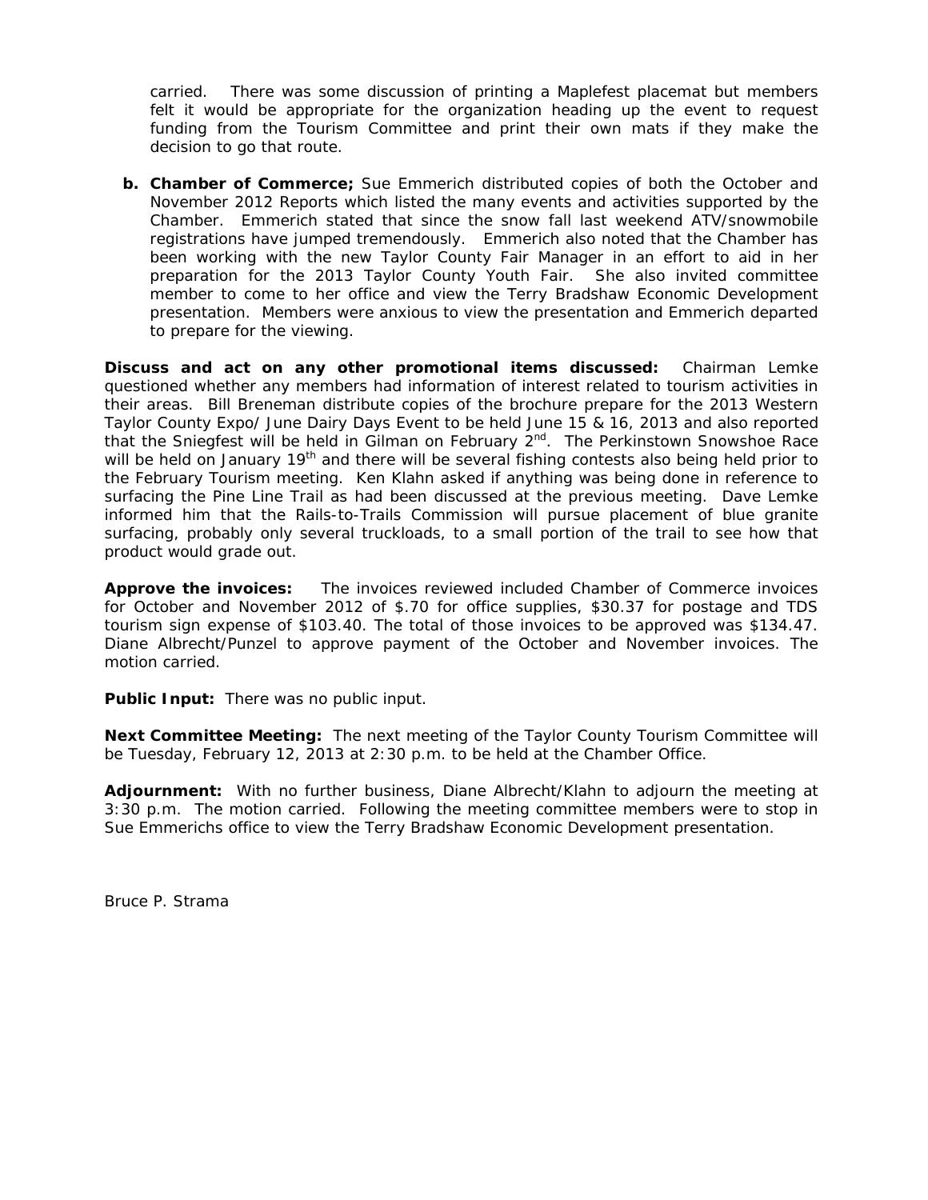carried. There was some discussion of printing a Maplefest placemat but members felt it would be appropriate for the organization heading up the event to request funding from the Tourism Committee and print their own mats if they make the decision to go that route.

**b. Chamber of Commerce;** Sue Emmerich distributed copies of both the October and November 2012 Reports which listed the many events and activities supported by the Chamber. Emmerich stated that since the snow fall last weekend ATV/snowmobile registrations have jumped tremendously. Emmerich also noted that the Chamber has been working with the new Taylor County Fair Manager in an effort to aid in her preparation for the 2013 Taylor County Youth Fair. She also invited committee member to come to her office and view the Terry Bradshaw Economic Development presentation. Members were anxious to view the presentation and Emmerich departed to prepare for the viewing.

**Discuss and act on any other promotional items discussed:** Chairman Lemke questioned whether any members had information of interest related to tourism activities in their areas. Bill Breneman distribute copies of the brochure prepare for the 2013 Western Taylor County Expo/ June Dairy Days Event to be held June 15 & 16, 2013 and also reported that the Sniegfest will be held in Gilman on February 2nd. The Perkinstown Snowshoe Race will be held on January 19th and there will be several fishing contests also being held prior to the February Tourism meeting. Ken Klahn asked if anything was being done in reference to surfacing the Pine Line Trail as had been discussed at the previous meeting. Dave Lemke informed him that the Rails-to-Trails Commission will pursue placement of blue granite surfacing, probably only several truckloads, to a small portion of the trail to see how that product would grade out.

**Approve the invoices:** The invoices reviewed included Chamber of Commerce invoices for October and November 2012 of $.70 for office supplies, $30.37 for postage and TDS tourism sign expense of $103.40. The total of those invoices to be approved was $134.47. Diane Albrecht/Punzel to approve payment of the October and November invoices. The motion carried.

**Public Input:** There was no public input.

**Next Committee Meeting:** The next meeting of the Taylor County Tourism Committee will be Tuesday, February 12, 2013 at 2:30 p.m. to be held at the Chamber Office.

**Adjournment:** With no further business, Diane Albrecht/Klahn to adjourn the meeting at 3:30 p.m. The motion carried. Following the meeting committee members were to stop in Sue Emmerichs office to view the Terry Bradshaw Economic Development presentation.

Bruce P. Strama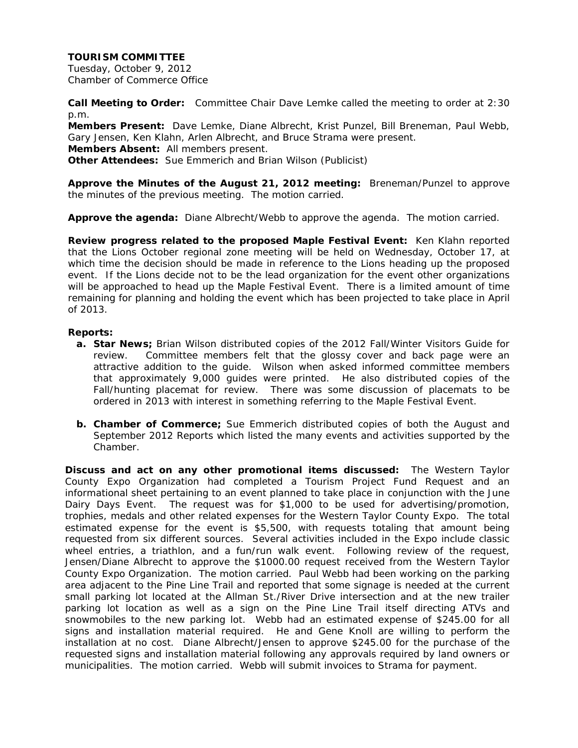**TOURISM COMMITTEE**
Tuesday, October 9, 2012
Chamber of Commerce Office

**Call Meeting to Order:** Committee Chair Dave Lemke called the meeting to order at 2:30 p.m.
**Members Present:** Dave Lemke, Diane Albrecht, Krist Punzel, Bill Breneman, Paul Webb, Gary Jensen, Ken Klahn, Arlen Albrecht, and Bruce Strama were present.
**Members Absent:** All members present.
**Other Attendees:** Sue Emmerich and Brian Wilson (Publicist)

**Approve the Minutes of the August 21, 2012 meeting:** Breneman/Punzel to approve the minutes of the previous meeting. The motion carried.

**Approve the agenda:** Diane Albrecht/Webb to approve the agenda. The motion carried.

**Review progress related to the proposed Maple Festival Event:** Ken Klahn reported that the Lions October regional zone meeting will be held on Wednesday, October 17, at which time the decision should be made in reference to the Lions heading up the proposed event. If the Lions decide not to be the lead organization for the event other organizations will be approached to head up the Maple Festival Event. There is a limited amount of time remaining for planning and holding the event which has been projected to take place in April of 2013.

**Reports:**

- **a. Star News;** Brian Wilson distributed copies of the 2012 Fall/Winter Visitors Guide for review. Committee members felt that the glossy cover and back page were an attractive addition to the guide. Wilson when asked informed committee members that approximately 9,000 guides were printed. He also distributed copies of the Fall/hunting placemat for review. There was some discussion of placemats to be ordered in 2013 with interest in something referring to the Maple Festival Event.
- **b. Chamber of Commerce;** Sue Emmerich distributed copies of both the August and September 2012 Reports which listed the many events and activities supported by the Chamber.

**Discuss and act on any other promotional items discussed:** The Western Taylor County Expo Organization had completed a Tourism Project Fund Request and an informational sheet pertaining to an event planned to take place in conjunction with the June Dairy Days Event. The request was for $1,000 to be used for advertising/promotion, trophies, medals and other related expenses for the Western Taylor County Expo. The total estimated expense for the event is $5,500, with requests totaling that amount being requested from six different sources. Several activities included in the Expo include classic wheel entries, a triathlon, and a fun/run walk event. Following review of the request, Jensen/Diane Albrecht to approve the $1000.00 request received from the Western Taylor County Expo Organization. The motion carried. Paul Webb had been working on the parking area adjacent to the Pine Line Trail and reported that some signage is needed at the current small parking lot located at the Allman St./River Drive intersection and at the new trailer parking lot location as well as a sign on the Pine Line Trail itself directing ATVs and snowmobiles to the new parking lot. Webb had an estimated expense of $245.00 for all signs and installation material required. He and Gene Knoll are willing to perform the installation at no cost. Diane Albrecht/Jensen to approve $245.00 for the purchase of the requested signs and installation material following any approvals required by land owners or municipalities. The motion carried. Webb will submit invoices to Strama for payment.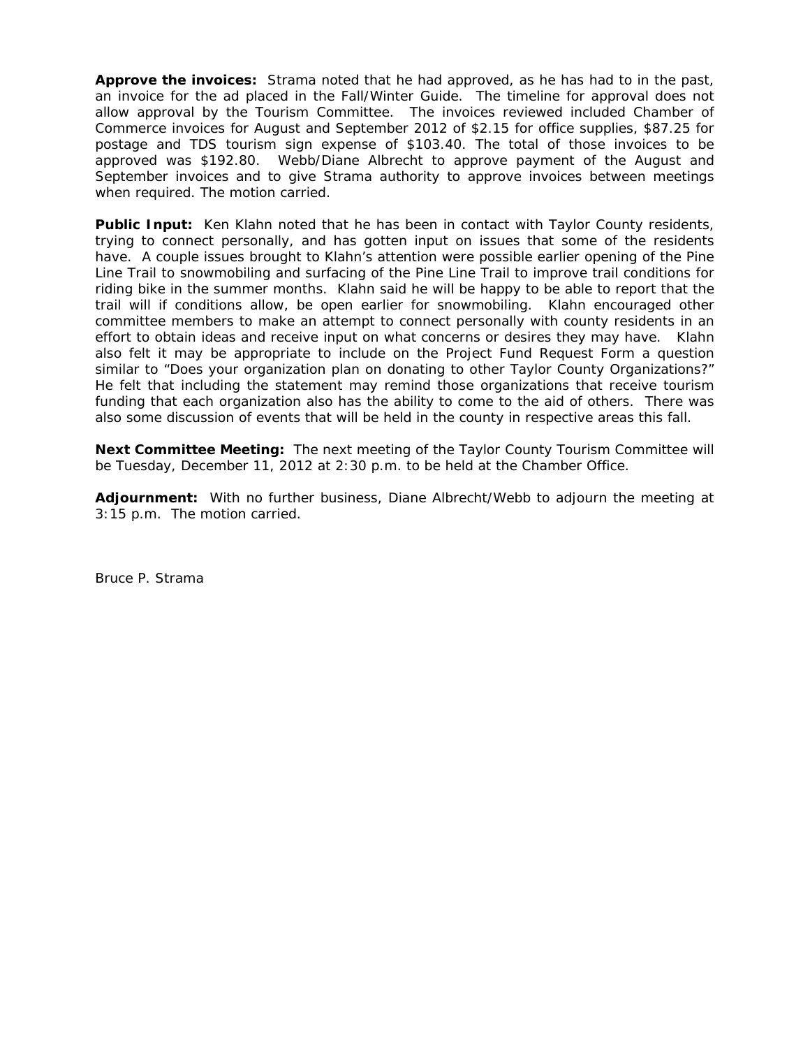**Approve the invoices:** Strama noted that he had approved, as he has had to in the past, an invoice for the ad placed in the Fall/Winter Guide. The timeline for approval does not allow approval by the Tourism Committee. The invoices reviewed included Chamber of Commerce invoices for August and September 2012 of $2.15 for office supplies, $87.25 for postage and TDS tourism sign expense of $103.40. The total of those invoices to be approved was $192.80. Webb/Diane Albrecht to approve payment of the August and September invoices and to give Strama authority to approve invoices between meetings when required. The motion carried.

**Public Input:** Ken Klahn noted that he has been in contact with Taylor County residents, trying to connect personally, and has gotten input on issues that some of the residents have. A couple issues brought to Klahn's attention were possible earlier opening of the Pine Line Trail to snowmobiling and surfacing of the Pine Line Trail to improve trail conditions for riding bike in the summer months. Klahn said he will be happy to be able to report that the trail will if conditions allow, be open earlier for snowmobiling. Klahn encouraged other committee members to make an attempt to connect personally with county residents in an effort to obtain ideas and receive input on what concerns or desires they may have. Klahn also felt it may be appropriate to include on the Project Fund Request Form a question similar to "Does your organization plan on donating to other Taylor County Organizations?" He felt that including the statement may remind those organizations that receive tourism funding that each organization also has the ability to come to the aid of others. There was also some discussion of events that will be held in the county in respective areas this fall.

**Next Committee Meeting:** The next meeting of the Taylor County Tourism Committee will be Tuesday, December 11, 2012 at 2:30 p.m. to be held at the Chamber Office.

**Adjournment:** With no further business, Diane Albrecht/Webb to adjourn the meeting at 3:15 p.m. The motion carried.

Bruce P. Strama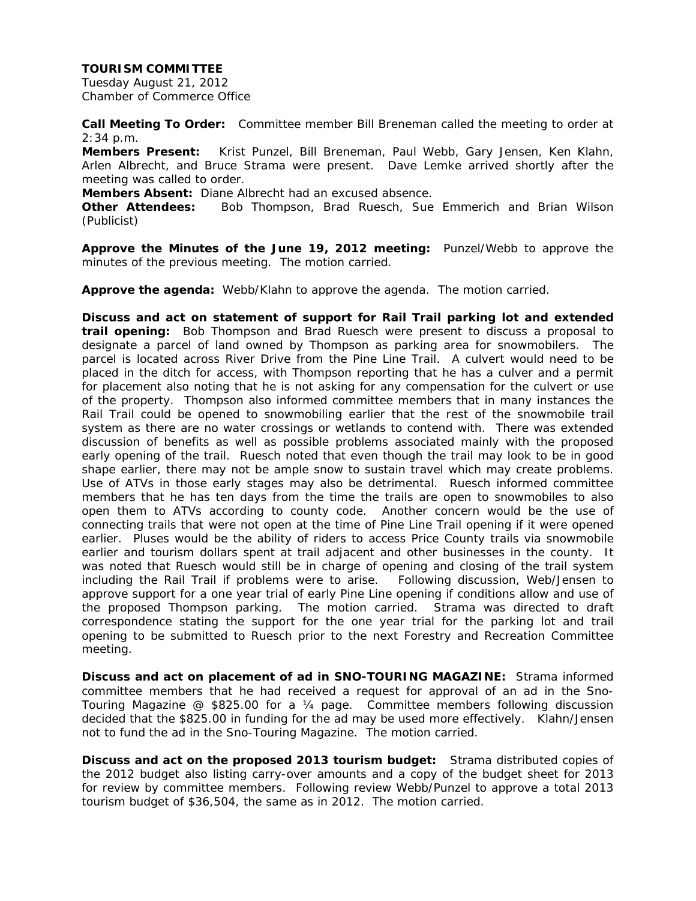**TOURISM COMMITTEE**
Tuesday August 21, 2012
Chamber of Commerce Office

**Call Meeting To Order:** Committee member Bill Breneman called the meeting to order at 2:34 p.m.
**Members Present:** Krist Punzel, Bill Breneman, Paul Webb, Gary Jensen, Ken Klahn, Arlen Albrecht, and Bruce Strama were present. Dave Lemke arrived shortly after the meeting was called to order.
**Members Absent:** Diane Albrecht had an excused absence.
**Other Attendees:** Bob Thompson, Brad Ruesch, Sue Emmerich and Brian Wilson (Publicist)

**Approve the Minutes of the June 19, 2012 meeting:** Punzel/Webb to approve the minutes of the previous meeting. The motion carried.

**Approve the agenda:** Webb/Klahn to approve the agenda. The motion carried.

**Discuss and act on statement of support for Rail Trail parking lot and extended trail opening:** Bob Thompson and Brad Ruesch were present to discuss a proposal to designate a parcel of land owned by Thompson as parking area for snowmobilers. The parcel is located across River Drive from the Pine Line Trail. A culvert would need to be placed in the ditch for access, with Thompson reporting that he has a culver and a permit for placement also noting that he is not asking for any compensation for the culvert or use of the property. Thompson also informed committee members that in many instances the Rail Trail could be opened to snowmobiling earlier that the rest of the snowmobile trail system as there are no water crossings or wetlands to contend with. There was extended discussion of benefits as well as possible problems associated mainly with the proposed early opening of the trail. Ruesch noted that even though the trail may look to be in good shape earlier, there may not be ample snow to sustain travel which may create problems. Use of ATVs in those early stages may also be detrimental. Ruesch informed committee members that he has ten days from the time the trails are open to snowmobiles to also open them to ATVs according to county code. Another concern would be the use of connecting trails that were not open at the time of Pine Line Trail opening if it were opened earlier. Pluses would be the ability of riders to access Price County trails via snowmobile earlier and tourism dollars spent at trail adjacent and other businesses in the county. It was noted that Ruesch would still be in charge of opening and closing of the trail system including the Rail Trail if problems were to arise. Following discussion, Web/Jensen to approve support for a one year trial of early Pine Line opening if conditions allow and use of the proposed Thompson parking. The motion carried. Strama was directed to draft correspondence stating the support for the one year trial for the parking lot and trail opening to be submitted to Ruesch prior to the next Forestry and Recreation Committee meeting.

**Discuss and act on placement of ad in SNO-TOURING MAGAZINE:** Strama informed committee members that he had received a request for approval of an ad in the Sno-Touring Magazine @ $825.00 for a ¼ page. Committee members following discussion decided that the $825.00 in funding for the ad may be used more effectively. Klahn/Jensen not to fund the ad in the Sno-Touring Magazine. The motion carried.

**Discuss and act on the proposed 2013 tourism budget:** Strama distributed copies of the 2012 budget also listing carry-over amounts and a copy of the budget sheet for 2013 for review by committee members. Following review Webb/Punzel to approve a total 2013 tourism budget of $36,504, the same as in 2012. The motion carried.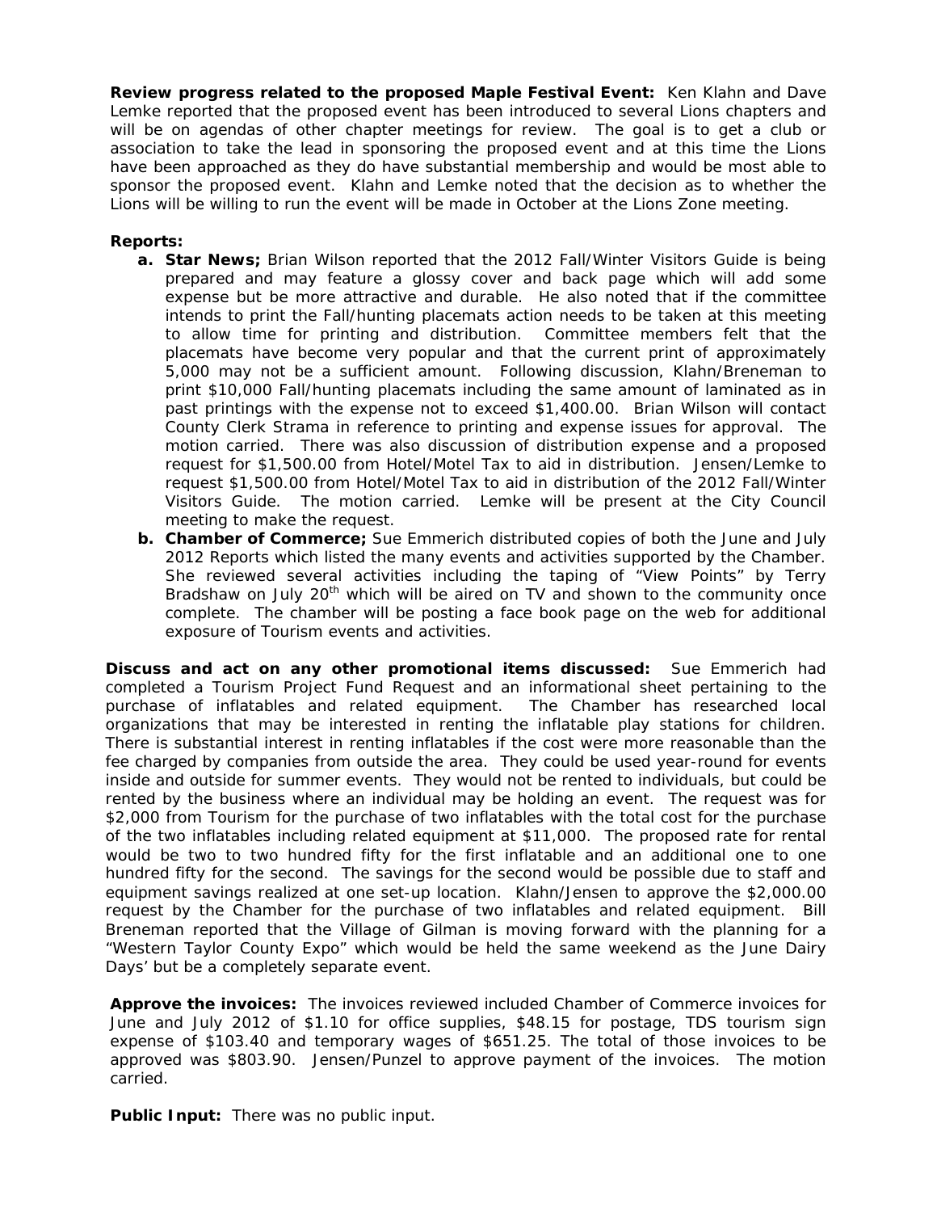**Review progress related to the proposed Maple Festival Event:** Ken Klahn and Dave Lemke reported that the proposed event has been introduced to several Lions chapters and will be on agendas of other chapter meetings for review. The goal is to get a club or association to take the lead in sponsoring the proposed event and at this time the Lions have been approached as they do have substantial membership and would be most able to sponsor the proposed event. Klahn and Lemke noted that the decision as to whether the Lions will be willing to run the event will be made in October at the Lions Zone meeting.

**Reports:**

- **a. Star News;** Brian Wilson reported that the 2012 Fall/Winter Visitors Guide is being prepared and may feature a glossy cover and back page which will add some expense but be more attractive and durable. He also noted that if the committee intends to print the Fall/hunting placemats action needs to be taken at this meeting to allow time for printing and distribution. Committee members felt that the placemats have become very popular and that the current print of approximately 5,000 may not be a sufficient amount. Following discussion, Klahn/Breneman to print $10,000 Fall/hunting placemats including the same amount of laminated as in past printings with the expense not to exceed $1,400.00. Brian Wilson will contact County Clerk Strama in reference to printing and expense issues for approval. The motion carried. There was also discussion of distribution expense and a proposed request for $1,500.00 from Hotel/Motel Tax to aid in distribution. Jensen/Lemke to request $1,500.00 from Hotel/Motel Tax to aid in distribution of the 2012 Fall/Winter Visitors Guide. The motion carried. Lemke will be present at the City Council meeting to make the request.
- **b. Chamber of Commerce;** Sue Emmerich distributed copies of both the June and July 2012 Reports which listed the many events and activities supported by the Chamber. She reviewed several activities including the taping of "View Points" by Terry Bradshaw on July 20th which will be aired on TV and shown to the community once complete. The chamber will be posting a face book page on the web for additional exposure of Tourism events and activities.

**Discuss and act on any other promotional items discussed:** Sue Emmerich had completed a Tourism Project Fund Request and an informational sheet pertaining to the purchase of inflatables and related equipment. The Chamber has researched local organizations that may be interested in renting the inflatable play stations for children. There is substantial interest in renting inflatables if the cost were more reasonable than the fee charged by companies from outside the area. They could be used year-round for events inside and outside for summer events. They would not be rented to individuals, but could be rented by the business where an individual may be holding an event. The request was for $2,000 from Tourism for the purchase of two inflatables with the total cost for the purchase of the two inflatables including related equipment at $11,000. The proposed rate for rental would be two to two hundred fifty for the first inflatable and an additional one to one hundred fifty for the second. The savings for the second would be possible due to staff and equipment savings realized at one set-up location. Klahn/Jensen to approve the $2,000.00 request by the Chamber for the purchase of two inflatables and related equipment. Bill Breneman reported that the Village of Gilman is moving forward with the planning for a "Western Taylor County Expo" which would be held the same weekend as the June Dairy Days' but be a completely separate event.

**Approve the invoices:** The invoices reviewed included Chamber of Commerce invoices for June and July 2012 of $1.10 for office supplies, $48.15 for postage, TDS tourism sign expense of $103.40 and temporary wages of $651.25. The total of those invoices to be approved was $803.90. Jensen/Punzel to approve payment of the invoices. The motion carried.

**Public Input:** There was no public input.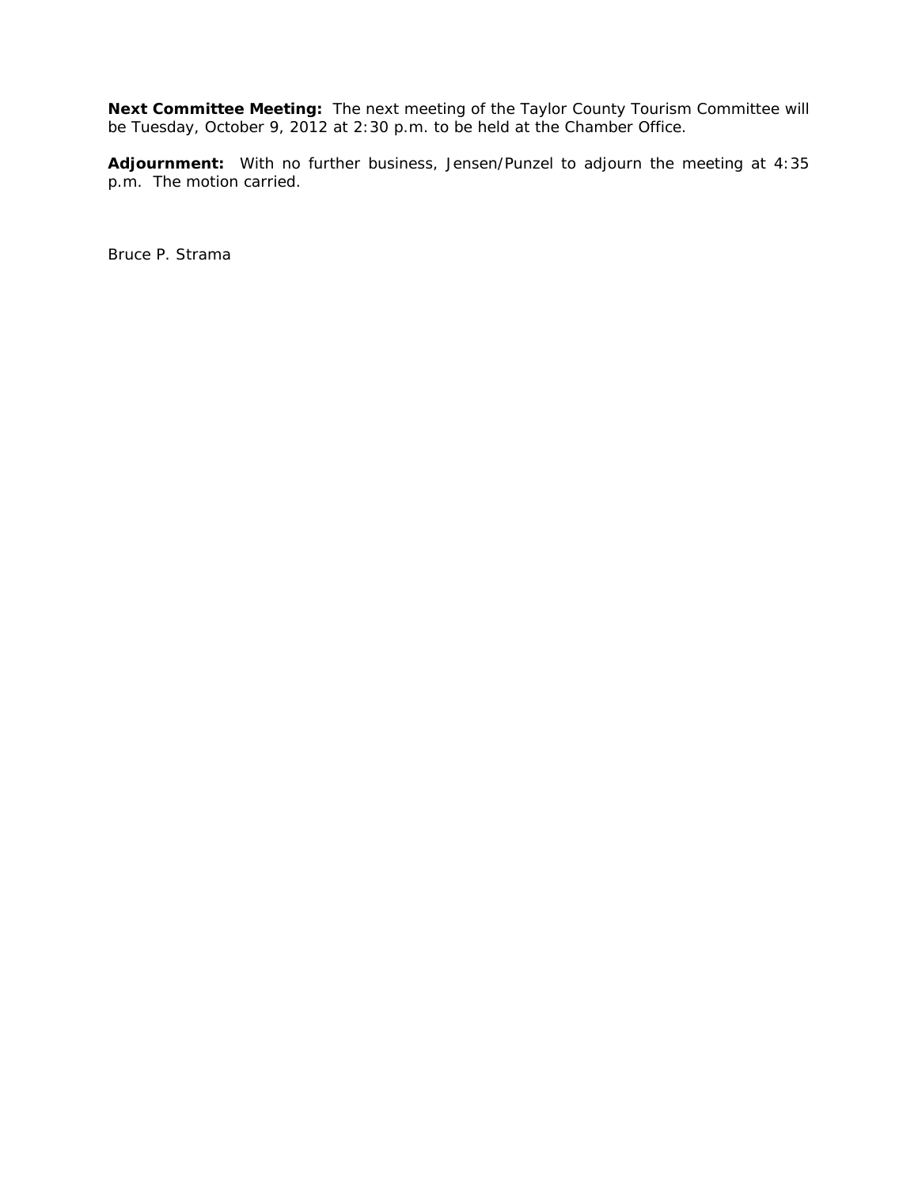**Next Committee Meeting:** The next meeting of the Taylor County Tourism Committee will be Tuesday, October 9, 2012 at 2:30 p.m. to be held at the Chamber Office.

**Adjournment:** With no further business, Jensen/Punzel to adjourn the meeting at 4:35 p.m. The motion carried.

Bruce P. Strama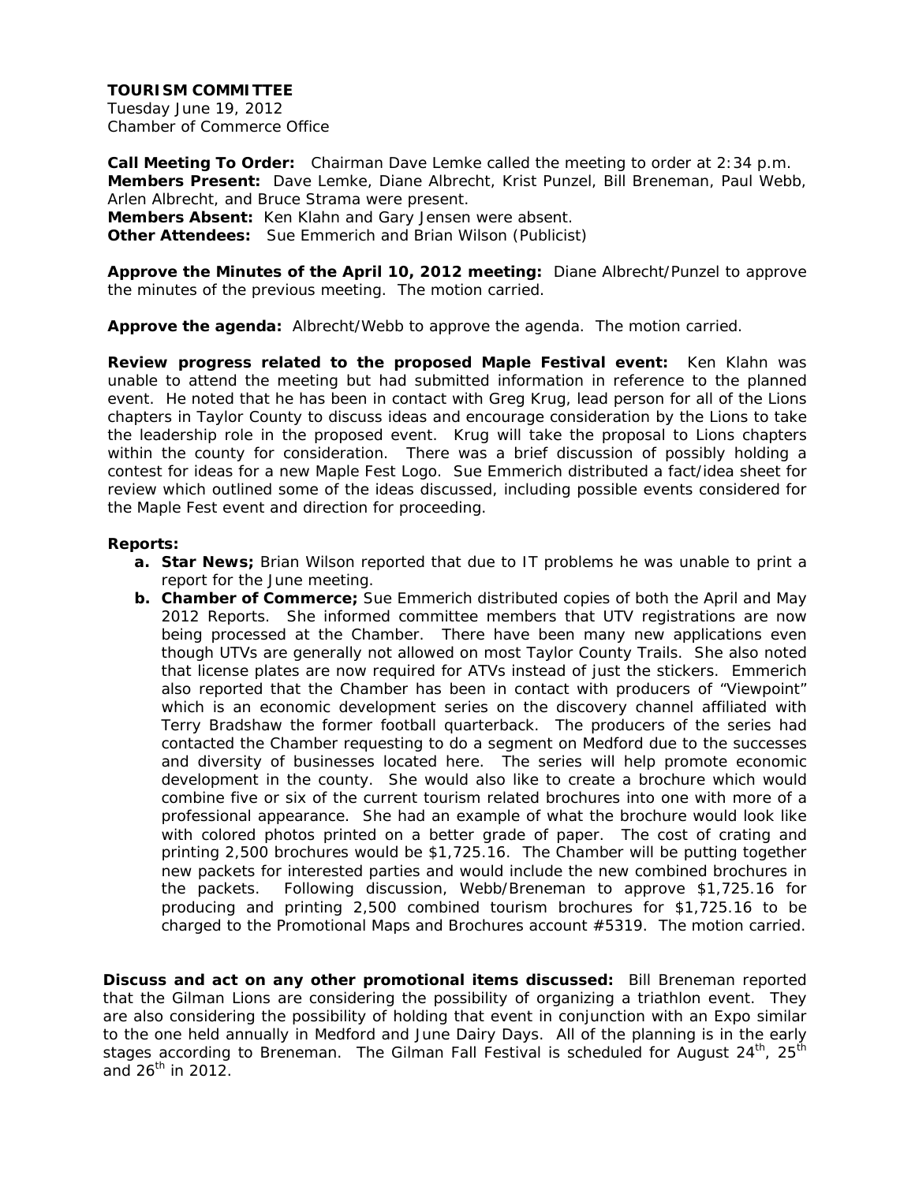**TOURISM COMMITTEE**
Tuesday June 19, 2012
Chamber of Commerce Office

**Call Meeting To Order:** Chairman Dave Lemke called the meeting to order at 2:34 p.m.
**Members Present:** Dave Lemke, Diane Albrecht, Krist Punzel, Bill Breneman, Paul Webb, Arlen Albrecht, and Bruce Strama were present.
**Members Absent:** Ken Klahn and Gary Jensen were absent.
**Other Attendees:** Sue Emmerich and Brian Wilson (Publicist)

**Approve the Minutes of the April 10, 2012 meeting:** Diane Albrecht/Punzel to approve the minutes of the previous meeting. The motion carried.

**Approve the agenda:** Albrecht/Webb to approve the agenda. The motion carried.

**Review progress related to the proposed Maple Festival event:** Ken Klahn was unable to attend the meeting but had submitted information in reference to the planned event. He noted that he has been in contact with Greg Krug, lead person for all of the Lions chapters in Taylor County to discuss ideas and encourage consideration by the Lions to take the leadership role in the proposed event. Krug will take the proposal to Lions chapters within the county for consideration. There was a brief discussion of possibly holding a contest for ideas for a new Maple Fest Logo. Sue Emmerich distributed a fact/idea sheet for review which outlined some of the ideas discussed, including possible events considered for the Maple Fest event and direction for proceeding.

**Reports:**

a. **Star News;** Brian Wilson reported that due to IT problems he was unable to print a report for the June meeting.
b. **Chamber of Commerce;** Sue Emmerich distributed copies of both the April and May 2012 Reports. She informed committee members that UTV registrations are now being processed at the Chamber. There have been many new applications even though UTVs are generally not allowed on most Taylor County Trails. She also noted that license plates are now required for ATVs instead of just the stickers. Emmerich also reported that the Chamber has been in contact with producers of "Viewpoint" which is an economic development series on the discovery channel affiliated with Terry Bradshaw the former football quarterback. The producers of the series had contacted the Chamber requesting to do a segment on Medford due to the successes and diversity of businesses located here. The series will help promote economic development in the county. She would also like to create a brochure which would combine five or six of the current tourism related brochures into one with more of a professional appearance. She had an example of what the brochure would look like with colored photos printed on a better grade of paper. The cost of crating and printing 2,500 brochures would be $1,725.16. The Chamber will be putting together new packets for interested parties and would include the new combined brochures in the packets. Following discussion, Webb/Breneman to approve $1,725.16 for producing and printing 2,500 combined tourism brochures for $1,725.16 to be charged to the Promotional Maps and Brochures account #5319. The motion carried.

**Discuss and act on any other promotional items discussed:** Bill Breneman reported that the Gilman Lions are considering the possibility of organizing a triathlon event. They are also considering the possibility of holding that event in conjunction with an Expo similar to the one held annually in Medford and June Dairy Days. All of the planning is in the early stages according to Breneman. The Gilman Fall Festival is scheduled for August 24th, 25th and 26th in 2012.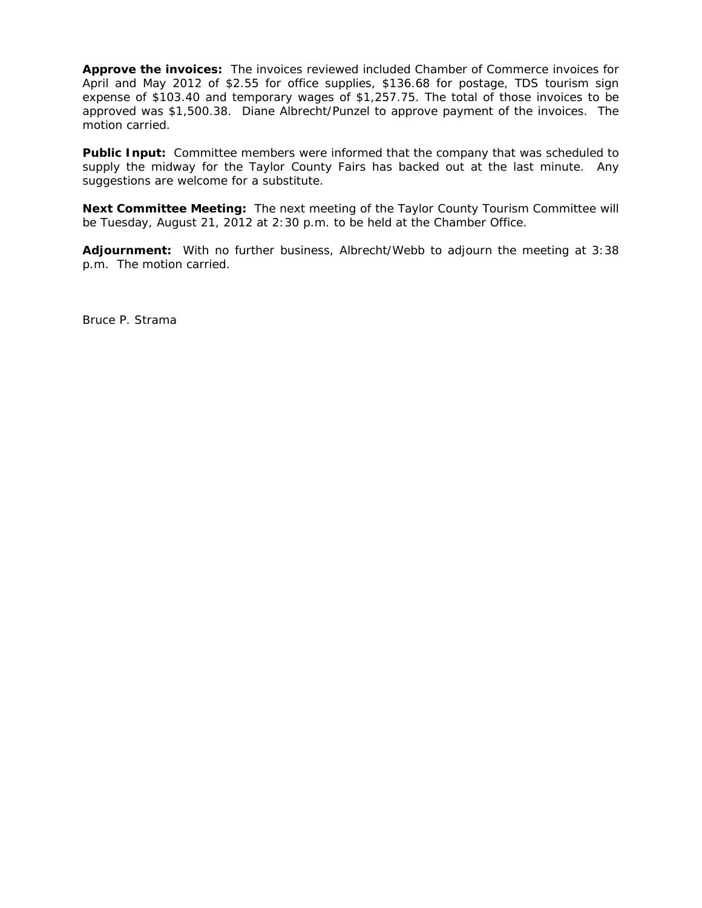**Approve the invoices:** The invoices reviewed included Chamber of Commerce invoices for April and May 2012 of $2.55 for office supplies, $136.68 for postage, TDS tourism sign expense of $103.40 and temporary wages of $1,257.75. The total of those invoices to be approved was $1,500.38. Diane Albrecht/Punzel to approve payment of the invoices. The motion carried.

**Public Input:** Committee members were informed that the company that was scheduled to supply the midway for the Taylor County Fairs has backed out at the last minute. Any suggestions are welcome for a substitute.

**Next Committee Meeting:** The next meeting of the Taylor County Tourism Committee will be Tuesday, August 21, 2012 at 2:30 p.m. to be held at the Chamber Office.

**Adjournment:** With no further business, Albrecht/Webb to adjourn the meeting at 3:38 p.m. The motion carried.

Bruce P. Strama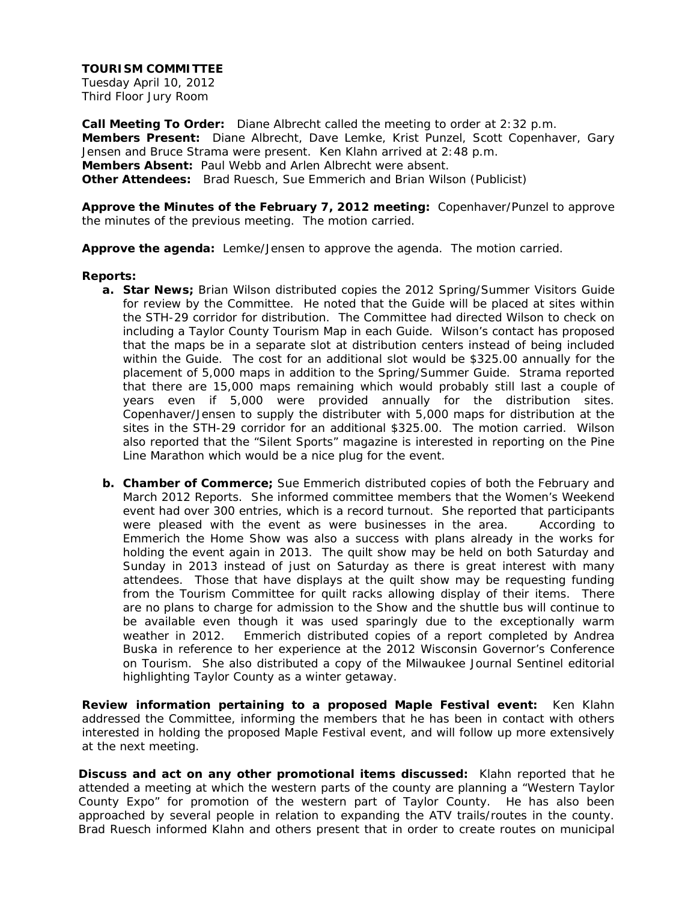**TOURISM COMMITTEE**
Tuesday April 10, 2012
Third Floor Jury Room

**Call Meeting To Order:** Diane Albrecht called the meeting to order at 2:32 p.m.
**Members Present:** Diane Albrecht, Dave Lemke, Krist Punzel, Scott Copenhaver, Gary Jensen and Bruce Strama were present. Ken Klahn arrived at 2:48 p.m.
**Members Absent:** Paul Webb and Arlen Albrecht were absent.
**Other Attendees:** Brad Ruesch, Sue Emmerich and Brian Wilson (Publicist)

**Approve the Minutes of the February 7, 2012 meeting:** Copenhaver/Punzel to approve the minutes of the previous meeting. The motion carried.

**Approve the agenda:** Lemke/Jensen to approve the agenda. The motion carried.

**Reports:**

- **a. Star News;** Brian Wilson distributed copies the 2012 Spring/Summer Visitors Guide for review by the Committee. He noted that the Guide will be placed at sites within the STH-29 corridor for distribution. The Committee had directed Wilson to check on including a Taylor County Tourism Map in each Guide. Wilson's contact has proposed that the maps be in a separate slot at distribution centers instead of being included within the Guide. The cost for an additional slot would be $325.00 annually for the placement of 5,000 maps in addition to the Spring/Summer Guide. Strama reported that there are 15,000 maps remaining which would probably still last a couple of years even if 5,000 were provided annually for the distribution sites. Copenhaver/Jensen to supply the distributer with 5,000 maps for distribution at the sites in the STH-29 corridor for an additional $325.00. The motion carried. Wilson also reported that the "Silent Sports" magazine is interested in reporting on the Pine Line Marathon which would be a nice plug for the event.

- **b. Chamber of Commerce;** Sue Emmerich distributed copies of both the February and March 2012 Reports. She informed committee members that the Women's Weekend event had over 300 entries, which is a record turnout. She reported that participants were pleased with the event as were businesses in the area. According to Emmerich the Home Show was also a success with plans already in the works for holding the event again in 2013. The quilt show may be held on both Saturday and Sunday in 2013 instead of just on Saturday as there is great interest with many attendees. Those that have displays at the quilt show may be requesting funding from the Tourism Committee for quilt racks allowing display of their items. There are no plans to charge for admission to the Show and the shuttle bus will continue to be available even though it was used sparingly due to the exceptionally warm weather in 2012. Emmerich distributed copies of a report completed by Andrea Buska in reference to her experience at the 2012 Wisconsin Governor's Conference on Tourism. She also distributed a copy of the Milwaukee Journal Sentinel editorial highlighting Taylor County as a winter getaway.

**Review information pertaining to a proposed Maple Festival event:** Ken Klahn addressed the Committee, informing the members that he has been in contact with others interested in holding the proposed Maple Festival event, and will follow up more extensively at the next meeting.

**Discuss and act on any other promotional items discussed:** Klahn reported that he attended a meeting at which the western parts of the county are planning a "Western Taylor County Expo" for promotion of the western part of Taylor County. He has also been approached by several people in relation to expanding the ATV trails/routes in the county. Brad Ruesch informed Klahn and others present that in order to create routes on municipal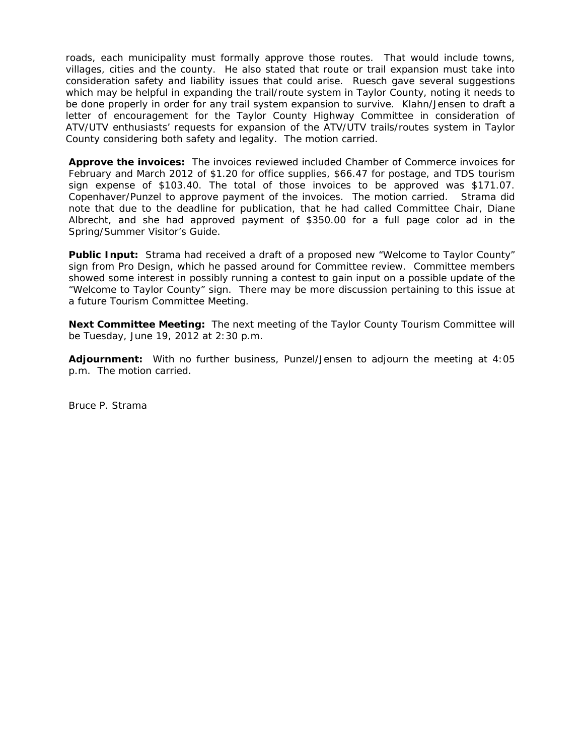roads, each municipality must formally approve those routes. That would include towns, villages, cities and the county. He also stated that route or trail expansion must take into consideration safety and liability issues that could arise. Ruesch gave several suggestions which may be helpful in expanding the trail/route system in Taylor County, noting it needs to be done properly in order for any trail system expansion to survive. Klahn/Jensen to draft a letter of encouragement for the Taylor County Highway Committee in consideration of ATV/UTV enthusiasts' requests for expansion of the ATV/UTV trails/routes system in Taylor County considering both safety and legality. The motion carried.

**Approve the invoices:** The invoices reviewed included Chamber of Commerce invoices for February and March 2012 of $1.20 for office supplies, $66.47 for postage, and TDS tourism sign expense of $103.40. The total of those invoices to be approved was $171.07. Copenhaver/Punzel to approve payment of the invoices. The motion carried. Strama did note that due to the deadline for publication, that he had called Committee Chair, Diane Albrecht, and she had approved payment of $350.00 for a full page color ad in the Spring/Summer Visitor's Guide.

**Public Input:** Strama had received a draft of a proposed new "Welcome to Taylor County" sign from Pro Design, which he passed around for Committee review. Committee members showed some interest in possibly running a contest to gain input on a possible update of the "Welcome to Taylor County" sign. There may be more discussion pertaining to this issue at a future Tourism Committee Meeting.

**Next Committee Meeting:** The next meeting of the Taylor County Tourism Committee will be Tuesday, June 19, 2012 at 2:30 p.m.

**Adjournment:** With no further business, Punzel/Jensen to adjourn the meeting at 4:05 p.m. The motion carried.

Bruce P. Strama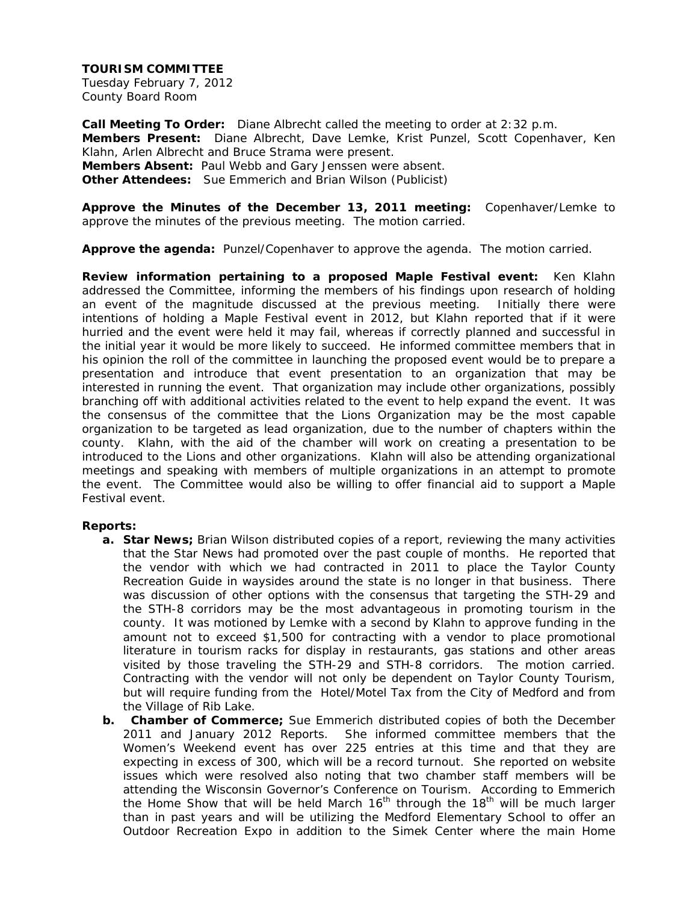**TOURISM COMMITTEE**
Tuesday February 7, 2012
County Board Room

**Call Meeting To Order:** Diane Albrecht called the meeting to order at 2:32 p.m.
**Members Present:** Diane Albrecht, Dave Lemke, Krist Punzel, Scott Copenhaver, Ken Klahn, Arlen Albrecht and Bruce Strama were present.
**Members Absent:** Paul Webb and Gary Jenssen were absent.
**Other Attendees:** Sue Emmerich and Brian Wilson (Publicist)

**Approve the Minutes of the December 13, 2011 meeting:** Copenhaver/Lemke to approve the minutes of the previous meeting. The motion carried.

**Approve the agenda:** Punzel/Copenhaver to approve the agenda. The motion carried.

**Review information pertaining to a proposed Maple Festival event:** Ken Klahn addressed the Committee, informing the members of his findings upon research of holding an event of the magnitude discussed at the previous meeting. Initially there were intentions of holding a Maple Festival event in 2012, but Klahn reported that if it were hurried and the event were held it may fail, whereas if correctly planned and successful in the initial year it would be more likely to succeed. He informed committee members that in his opinion the roll of the committee in launching the proposed event would be to prepare a presentation and introduce that event presentation to an organization that may be interested in running the event. That organization may include other organizations, possibly branching off with additional activities related to the event to help expand the event. It was the consensus of the committee that the Lions Organization may be the most capable organization to be targeted as lead organization, due to the number of chapters within the county. Klahn, with the aid of the chamber will work on creating a presentation to be introduced to the Lions and other organizations. Klahn will also be attending organizational meetings and speaking with members of multiple organizations in an attempt to promote the event. The Committee would also be willing to offer financial aid to support a Maple Festival event.

**Reports:**

- **a. Star News;** Brian Wilson distributed copies of a report, reviewing the many activities that the Star News had promoted over the past couple of months. He reported that the vendor with which we had contracted in 2011 to place the Taylor County Recreation Guide in waysides around the state is no longer in that business. There was discussion of other options with the consensus that targeting the STH-29 and the STH-8 corridors may be the most advantageous in promoting tourism in the county. It was motioned by Lemke with a second by Klahn to approve funding in the amount not to exceed $1,500 for contracting with a vendor to place promotional literature in tourism racks for display in restaurants, gas stations and other areas visited by those traveling the STH-29 and STH-8 corridors. The motion carried. Contracting with the vendor will not only be dependent on Taylor County Tourism, but will require funding from the Hotel/Motel Tax from the City of Medford and from the Village of Rib Lake.
- **b. Chamber of Commerce;** Sue Emmerich distributed copies of both the December 2011 and January 2012 Reports. She informed committee members that the Women's Weekend event has over 225 entries at this time and that they are expecting in excess of 300, which will be a record turnout. She reported on website issues which were resolved also noting that two chamber staff members will be attending the Wisconsin Governor's Conference on Tourism. According to Emmerich the Home Show that will be held March 16th through the 18th will be much larger than in past years and will be utilizing the Medford Elementary School to offer an Outdoor Recreation Expo in addition to the Simek Center where the main Home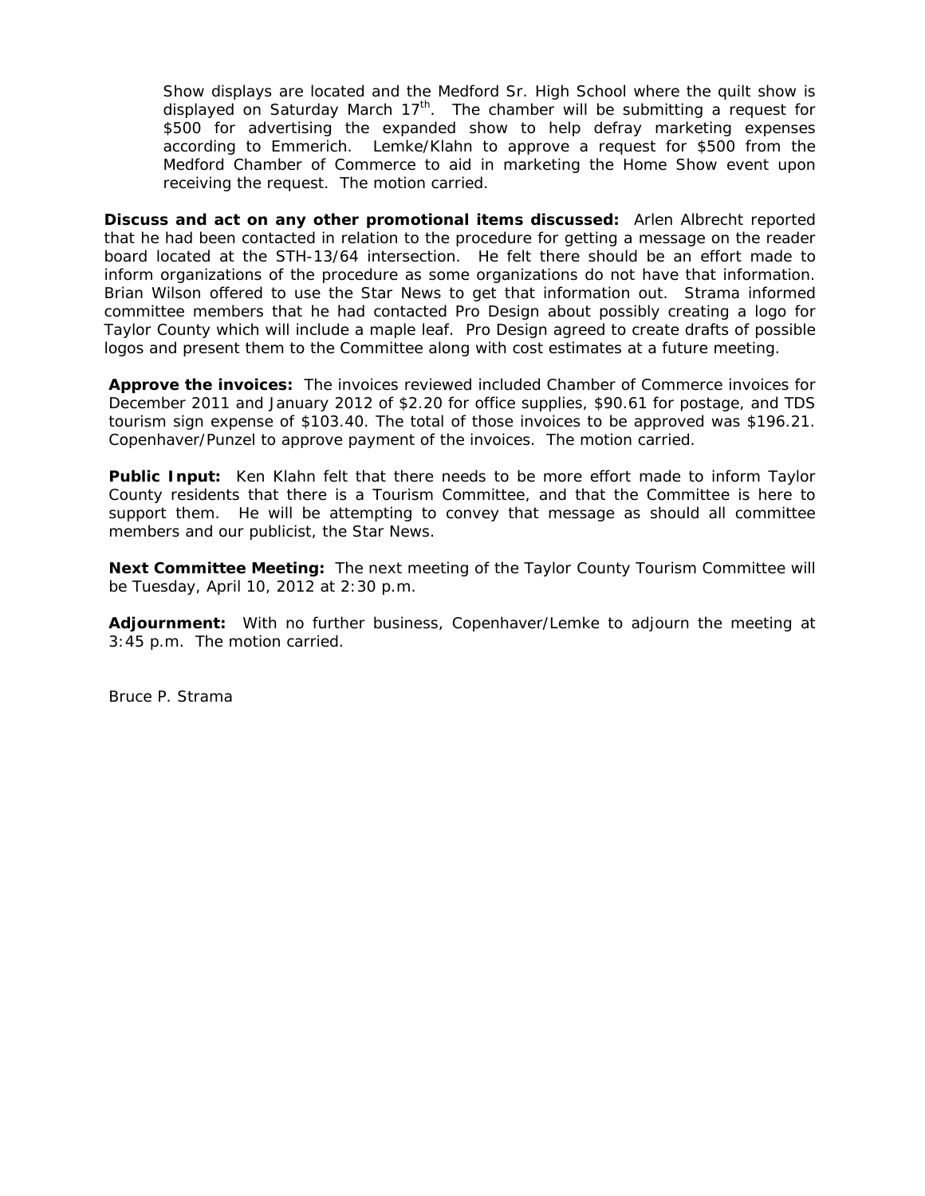Show displays are located and the Medford Sr. High School where the quilt show is displayed on Saturday March 17th. The chamber will be submitting a request for $500 for advertising the expanded show to help defray marketing expenses according to Emmerich. Lemke/Klahn to approve a request for $500 from the Medford Chamber of Commerce to aid in marketing the Home Show event upon receiving the request. The motion carried.

**Discuss and act on any other promotional items discussed:** Arlen Albrecht reported that he had been contacted in relation to the procedure for getting a message on the reader board located at the STH-13/64 intersection. He felt there should be an effort made to inform organizations of the procedure as some organizations do not have that information. Brian Wilson offered to use the Star News to get that information out. Strama informed committee members that he had contacted Pro Design about possibly creating a logo for Taylor County which will include a maple leaf. Pro Design agreed to create drafts of possible logos and present them to the Committee along with cost estimates at a future meeting.

**Approve the invoices:** The invoices reviewed included Chamber of Commerce invoices for December 2011 and January 2012 of $2.20 for office supplies, $90.61 for postage, and TDS tourism sign expense of $103.40. The total of those invoices to be approved was $196.21. Copenhaver/Punzel to approve payment of the invoices. The motion carried.

**Public Input:** Ken Klahn felt that there needs to be more effort made to inform Taylor County residents that there is a Tourism Committee, and that the Committee is here to support them. He will be attempting to convey that message as should all committee members and our publicist, the Star News.

**Next Committee Meeting:** The next meeting of the Taylor County Tourism Committee will be Tuesday, April 10, 2012 at 2:30 p.m.

**Adjournment:** With no further business, Copenhaver/Lemke to adjourn the meeting at 3:45 p.m. The motion carried.

Bruce P. Strama